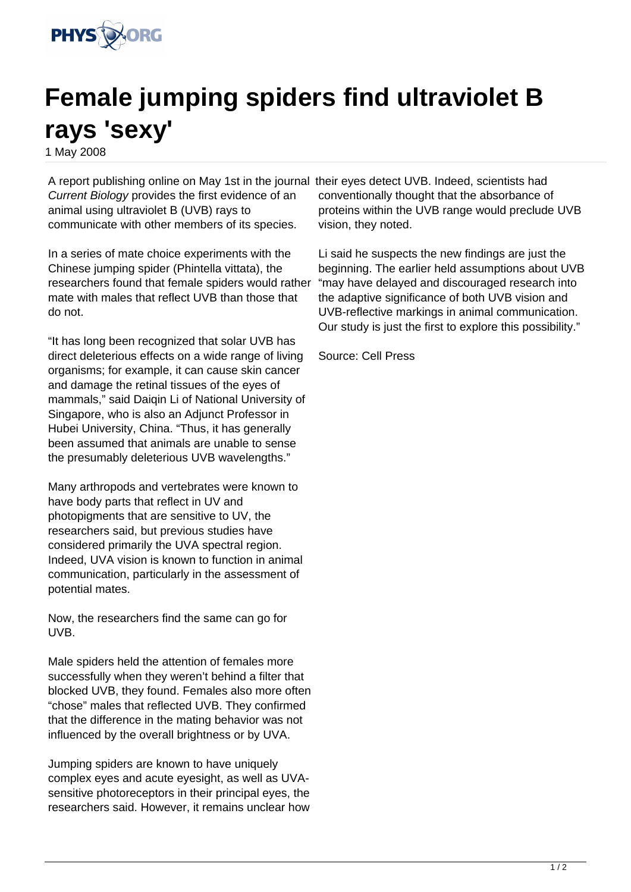# Female jumping spiders find ultraviolet B rays 'sexy'

1 May 2008

A report publishing online on May 1st in the journal *Current Biology* provides the first evidence of an animal using ultraviolet B (UVB) rays to communicate with other members of its species.

In a series of mate choice experiments with the Chinese jumping spider (Phintella vittata), the researchers found that female spiders would rather mate with males that reflect UVB than those that do not.

"It has long been recognized that solar UVB has direct deleterious effects on a wide range of living organisms; for example, it can cause skin cancer and damage the retinal tissues of the eyes of mammals," said Daiqin Li of National University of Singapore, who is also an Adjunct Professor in Hubei University, China. "Thus, it has generally been assumed that animals are unable to sense the presumably deleterious UVB wavelengths."

Many arthropods and vertebrates were known to have body parts that reflect in UV and photopigments that are sensitive to UV, the researchers said, but previous studies have considered primarily the UVA spectral region. Indeed, UVA vision is known to function in animal communication, particularly in the assessment of potential mates.

Now, the researchers find the same can go for UVB.

Male spiders held the attention of females more successfully when they weren't behind a filter that blocked UVB, they found. Females also more often "chose" males that reflected UVB. They confirmed that the difference in the mating behavior was not influenced by the overall brightness or by UVA.

Jumping spiders are known to have uniquely complex eyes and acute eyesight, as well as UVA-sensitive photoreceptors in their principal eyes, the researchers said. However, it remains unclear how their eyes detect UVB. Indeed, scientists had conventionally thought that the absorbance of proteins within the UVB range would preclude UVB vision, they noted.

Li said he suspects the new findings are just the beginning. The earlier held assumptions about UVB "may have delayed and discouraged research into the adaptive significance of both UVB vision and UVB-reflective markings in animal communication. Our study is just the first to explore this possibility."

Source: Cell Press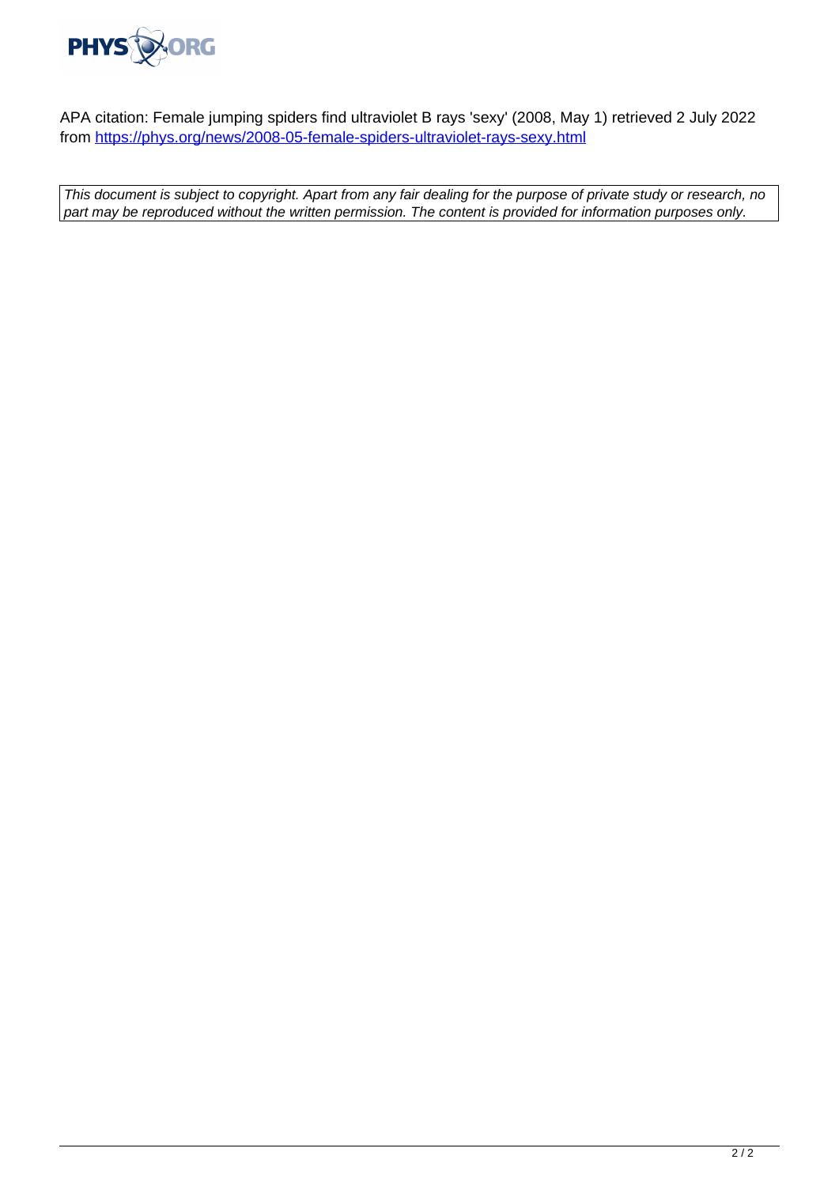APA citation: Female jumping spiders find ultraviolet B rays 'sexy' (2008, May 1) retrieved 2 July 2022 from https://phys.org/news/2008-05-female-spiders-ultraviolet-rays-sexy.html

*This document is subject to copyright. Apart from any fair dealing for the purpose of private study or research, no part may be reproduced without the written permission. The content is provided for information purposes only.*